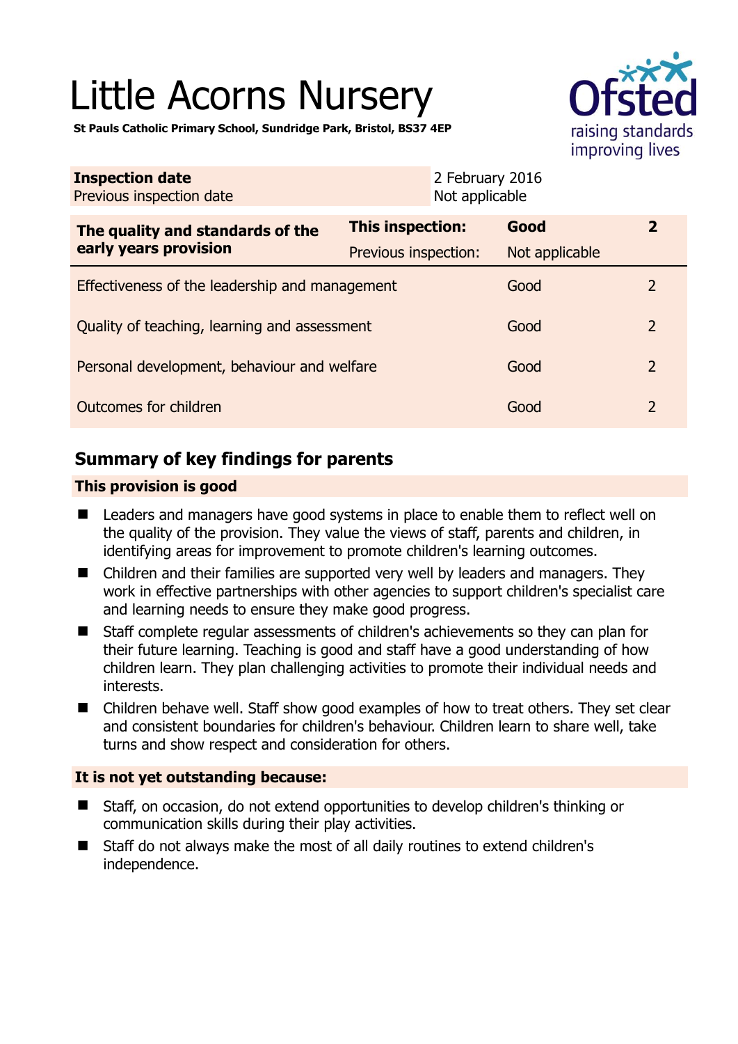# Little Acorns Nursery

**St Pauls Catholic Primary School, Sundridge Park, Bristol, BS37 4EP**

| **Inspection date** | 2 February 2016 |
|---|---|
| Previous inspection date | Not applicable |

| **The quality and standards of the early years provision** | **This inspection:** | **Good** | **2** |
|---|---|---|---|
| | Previous inspection: | Not applicable | |
| Effectiveness of the leadership and management | | Good | 2 |
| Quality of teaching, learning and assessment | | Good | 2 |
| Personal development, behaviour and welfare | | Good | 2 |
| Outcomes for children | | Good | 2 |

## Summary of key findings for parents

### This provision is good

- Leaders and managers have good systems in place to enable them to reflect well on the quality of the provision. They value the views of staff, parents and children, in identifying areas for improvement to promote children's learning outcomes.
- Children and their families are supported very well by leaders and managers. They work in effective partnerships with other agencies to support children's specialist care and learning needs to ensure they make good progress.
- Staff complete regular assessments of children's achievements so they can plan for their future learning. Teaching is good and staff have a good understanding of how children learn. They plan challenging activities to promote their individual needs and interests.
- Children behave well. Staff show good examples of how to treat others. They set clear and consistent boundaries for children's behaviour. Children learn to share well, take turns and show respect and consideration for others.

### It is not yet outstanding because:

- Staff, on occasion, do not extend opportunities to develop children's thinking or communication skills during their play activities.
- Staff do not always make the most of all daily routines to extend children's independence.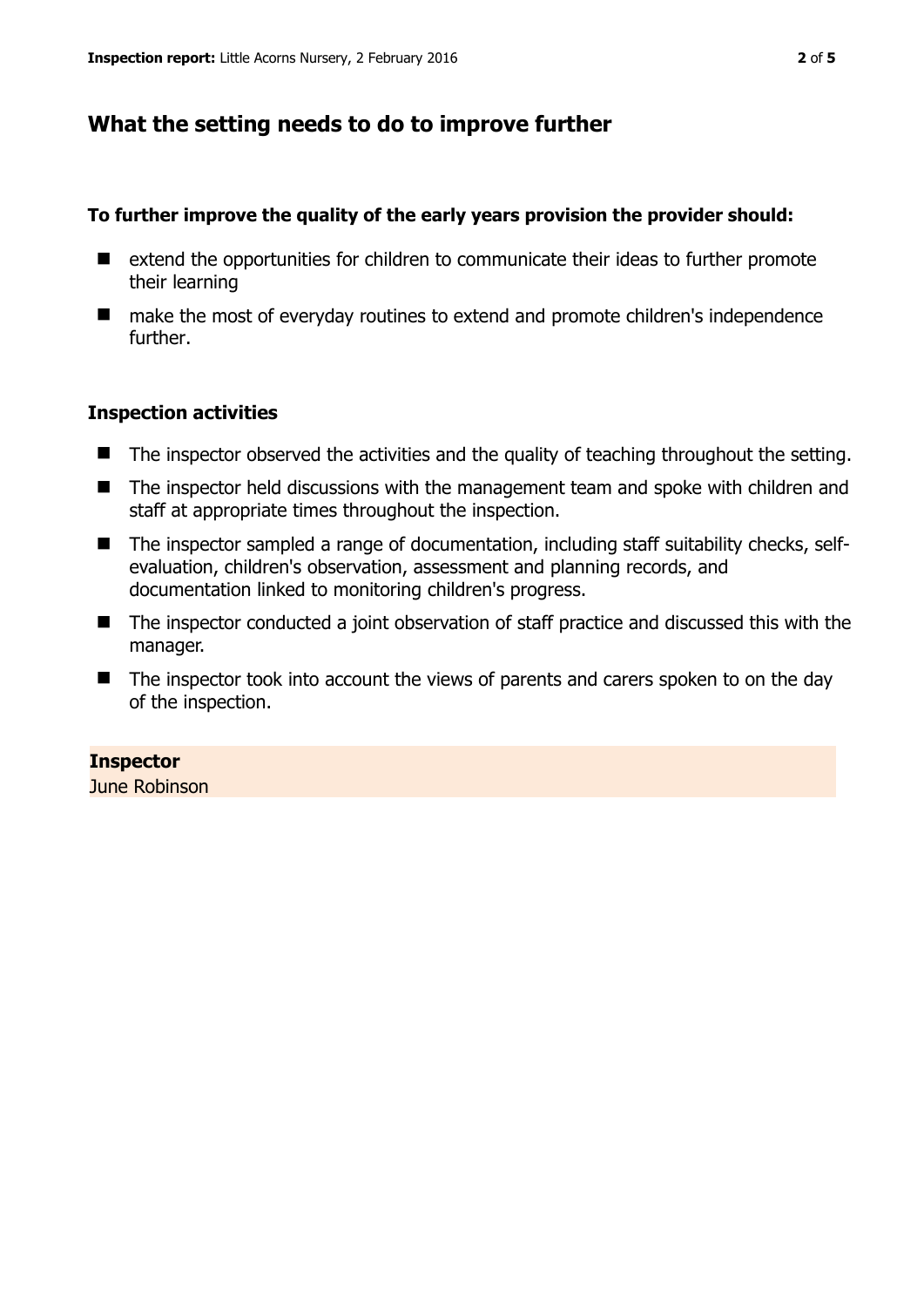## What the setting needs to do to improve further

**To further improve the quality of the early years provision the provider should:**

- extend the opportunities for children to communicate their ideas to further promote their learning
- make the most of everyday routines to extend and promote children's independence further.

### Inspection activities

- The inspector observed the activities and the quality of teaching throughout the setting.
- The inspector held discussions with the management team and spoke with children and staff at appropriate times throughout the inspection.
- The inspector sampled a range of documentation, including staff suitability checks, self-evaluation, children's observation, assessment and planning records, and documentation linked to monitoring children's progress.
- The inspector conducted a joint observation of staff practice and discussed this with the manager.
- The inspector took into account the views of parents and carers spoken to on the day of the inspection.

**Inspector**
June Robinson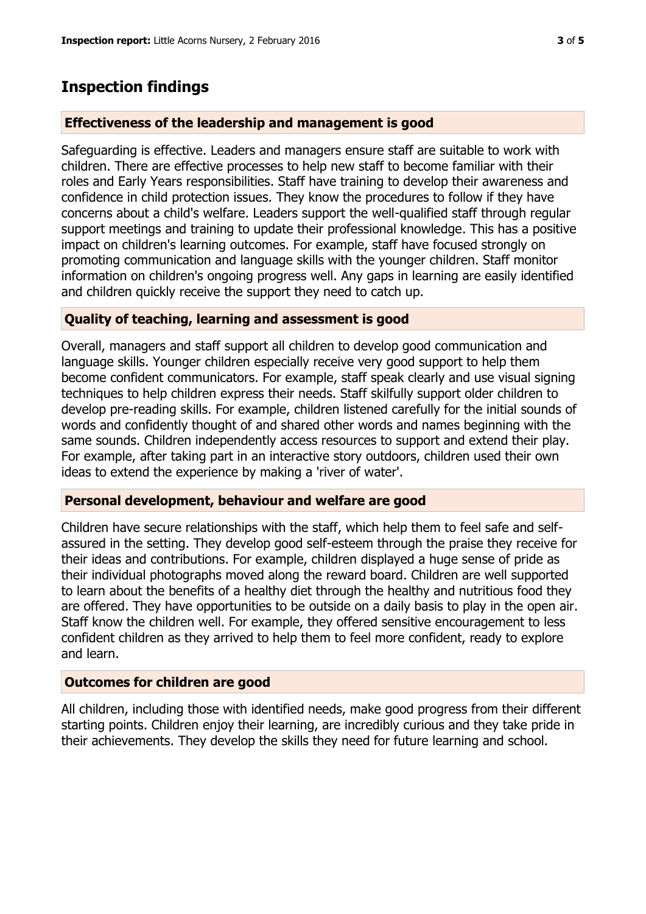## Inspection findings

### Effectiveness of the leadership and management is good

Safeguarding is effective. Leaders and managers ensure staff are suitable to work with children. There are effective processes to help new staff to become familiar with their roles and Early Years responsibilities. Staff have training to develop their awareness and confidence in child protection issues. They know the procedures to follow if they have concerns about a child's welfare. Leaders support the well-qualified staff through regular support meetings and training to update their professional knowledge. This has a positive impact on children's learning outcomes. For example, staff have focused strongly on promoting communication and language skills with the younger children. Staff monitor information on children's ongoing progress well. Any gaps in learning are easily identified and children quickly receive the support they need to catch up.

### Quality of teaching, learning and assessment is good

Overall, managers and staff support all children to develop good communication and language skills. Younger children especially receive very good support to help them become confident communicators. For example, staff speak clearly and use visual signing techniques to help children express their needs. Staff skilfully support older children to develop pre-reading skills. For example, children listened carefully for the initial sounds of words and confidently thought of and shared other words and names beginning with the same sounds. Children independently access resources to support and extend their play. For example, after taking part in an interactive story outdoors, children used their own ideas to extend the experience by making a 'river of water'.

### Personal development, behaviour and welfare are good

Children have secure relationships with the staff, which help them to feel safe and self-assured in the setting. They develop good self-esteem through the praise they receive for their ideas and contributions. For example, children displayed a huge sense of pride as their individual photographs moved along the reward board. Children are well supported to learn about the benefits of a healthy diet through the healthy and nutritious food they are offered. They have opportunities to be outside on a daily basis to play in the open air. Staff know the children well. For example, they offered sensitive encouragement to less confident children as they arrived to help them to feel more confident, ready to explore and learn.

### Outcomes for children are good

All children, including those with identified needs, make good progress from their different starting points. Children enjoy their learning, are incredibly curious and they take pride in their achievements. They develop the skills they need for future learning and school.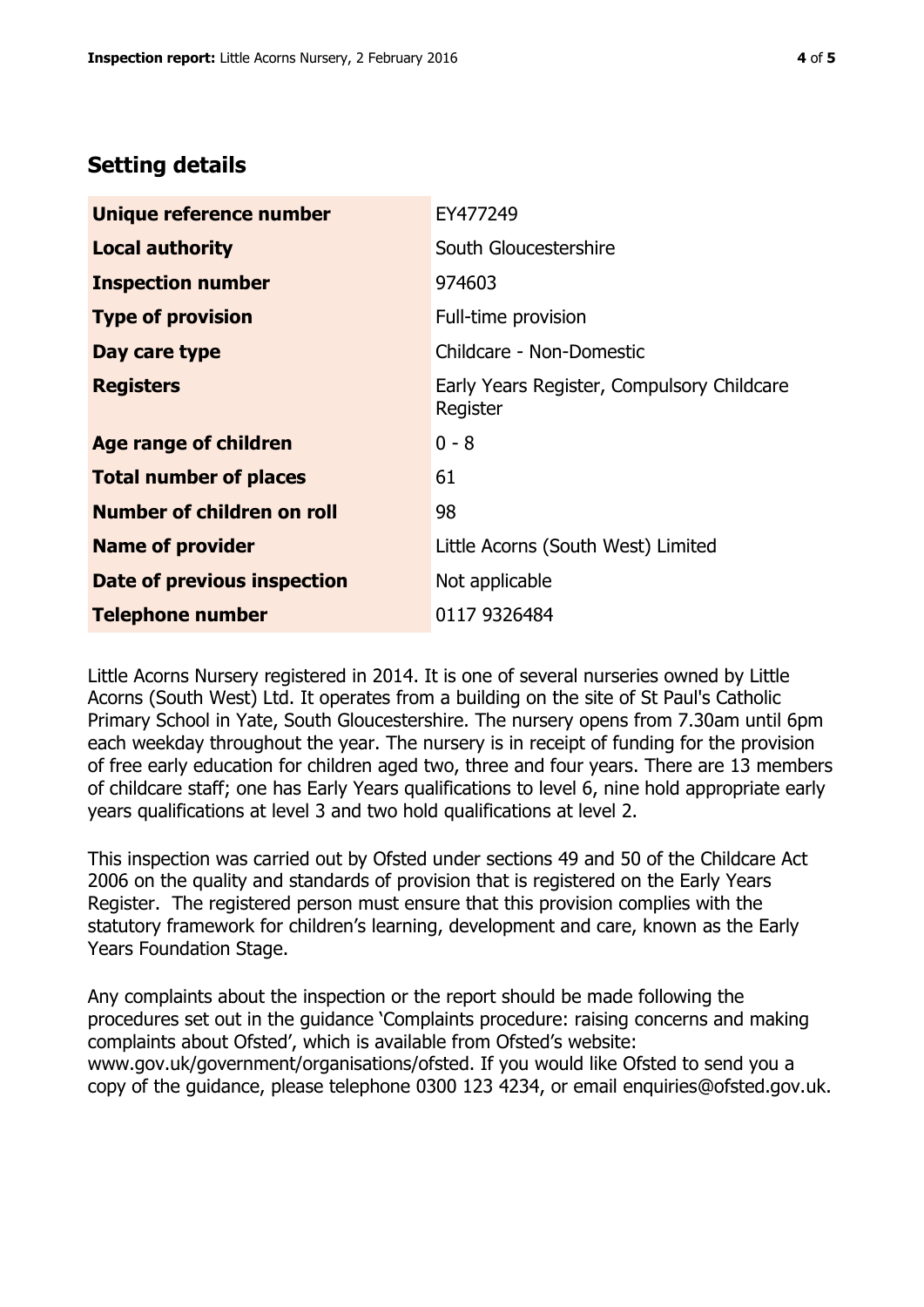## Setting details

| | |
|---|---|
| **Unique reference number** | EY477249 |
| **Local authority** | South Gloucestershire |
| **Inspection number** | 974603 |
| **Type of provision** | Full-time provision |
| **Day care type** | Childcare - Non-Domestic |
| **Registers** | Early Years Register, Compulsory Childcare Register |
| **Age range of children** | 0 - 8 |
| **Total number of places** | 61 |
| **Number of children on roll** | 98 |
| **Name of provider** | Little Acorns (South West) Limited |
| **Date of previous inspection** | Not applicable |
| **Telephone number** | 0117 9326484 |

Little Acorns Nursery registered in 2014. It is one of several nurseries owned by Little Acorns (South West) Ltd. It operates from a building on the site of St Paul's Catholic Primary School in Yate, South Gloucestershire. The nursery opens from 7.30am until 6pm each weekday throughout the year. The nursery is in receipt of funding for the provision of free early education for children aged two, three and four years. There are 13 members of childcare staff; one has Early Years qualifications to level 6, nine hold appropriate early years qualifications at level 3 and two hold qualifications at level 2.

This inspection was carried out by Ofsted under sections 49 and 50 of the Childcare Act 2006 on the quality and standards of provision that is registered on the Early Years Register. The registered person must ensure that this provision complies with the statutory framework for children's learning, development and care, known as the Early Years Foundation Stage.

Any complaints about the inspection or the report should be made following the procedures set out in the guidance 'Complaints procedure: raising concerns and making complaints about Ofsted', which is available from Ofsted's website: www.gov.uk/government/organisations/ofsted. If you would like Ofsted to send you a copy of the guidance, please telephone 0300 123 4234, or email enquiries@ofsted.gov.uk.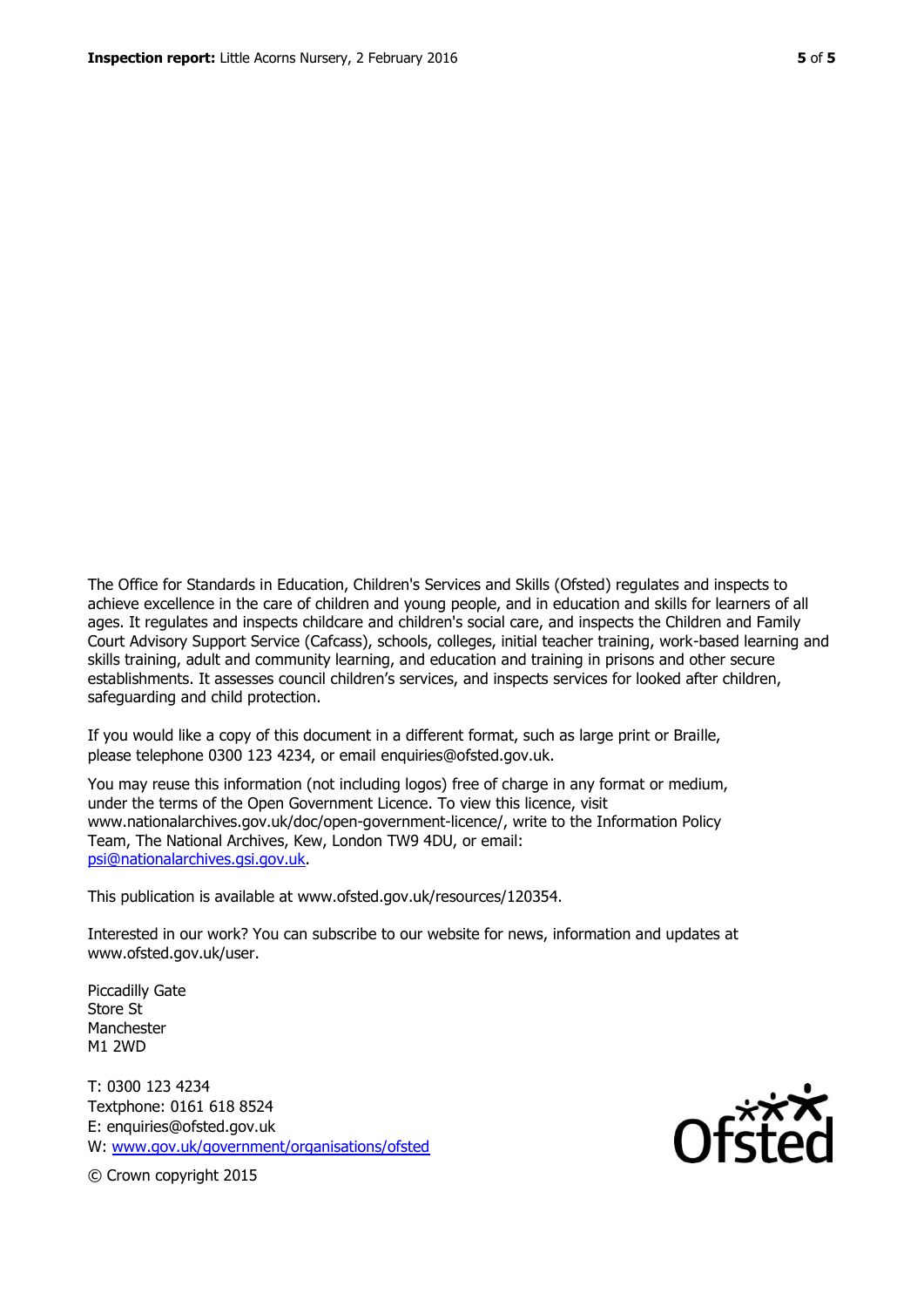The Office for Standards in Education, Children's Services and Skills (Ofsted) regulates and inspects to achieve excellence in the care of children and young people, and in education and skills for learners of all ages. It regulates and inspects childcare and children's social care, and inspects the Children and Family Court Advisory Support Service (Cafcass), schools, colleges, initial teacher training, work-based learning and skills training, adult and community learning, and education and training in prisons and other secure establishments. It assesses council children's services, and inspects services for looked after children, safeguarding and child protection.

If you would like a copy of this document in a different format, such as large print or Braille, please telephone 0300 123 4234, or email enquiries@ofsted.gov.uk.

You may reuse this information (not including logos) free of charge in any format or medium, under the terms of the Open Government Licence. To view this licence, visit www.nationalarchives.gov.uk/doc/open-government-licence/, write to the Information Policy Team, The National Archives, Kew, London TW9 4DU, or email: psi@nationalarchives.gsi.gov.uk.

This publication is available at www.ofsted.gov.uk/resources/120354.

Interested in our work? You can subscribe to our website for news, information and updates at www.ofsted.gov.uk/user.

Piccadilly Gate
Store St
Manchester
M1 2WD

T: 0300 123 4234
Textphone: 0161 618 8524
E: enquiries@ofsted.gov.uk
W: www.gov.uk/government/organisations/ofsted

© Crown copyright 2015